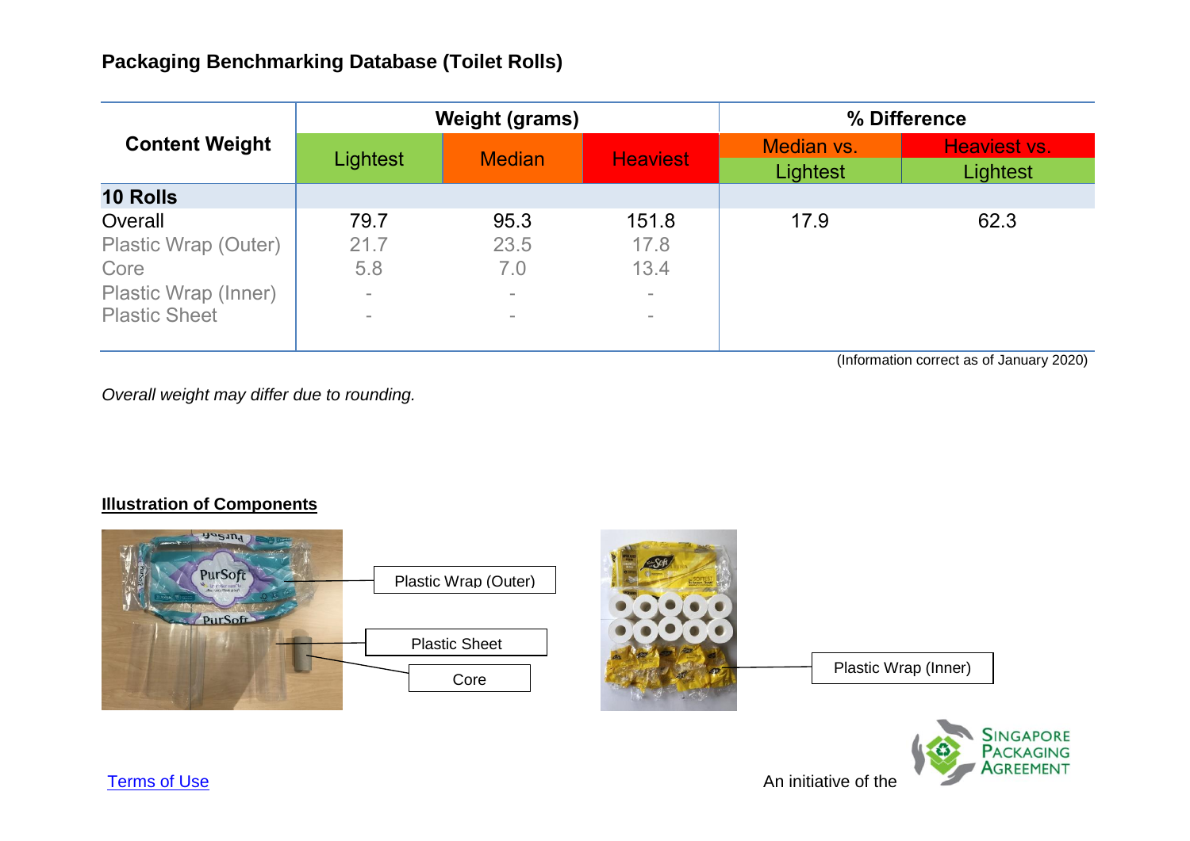## Packaging Benchmarking Database (Toilet Rolls)

| Content Weight | Weight (grams) | | | % Difference | |
|---|---|---|---|---|---|
| | Lightest | Median | Heaviest | Median vs. Lightest | Heaviest vs. Lightest |
| **10 Rolls** | | | | | |
| Overall | 79.7 | 95.3 | 151.8 | 17.9 | 62.3 |
| Plastic Wrap (Outer) | 21.7 | 23.5 | 17.8 | | |
| Core | 5.8 | 7.0 | 13.4 | | |
| Plastic Wrap (Inner) | - | - | - | | |
| Plastic Sheet | - | - | - | | |

(Information correct as of January 2020)

*Overall weight may differ due to rounding.*

**<u>Illustration of Components</u>**

Plastic Wrap (Outer)

Plastic Sheet

Core

Plastic Wrap (Inner)

Terms of Use

An initiative of the Singapore Packaging Agreement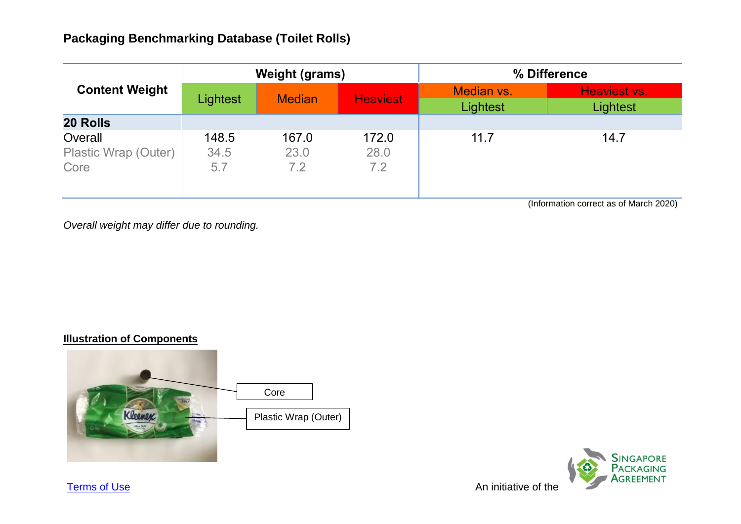## Packaging Benchmarking Database (Toilet Rolls)

| Content Weight | Weight (grams) | | | % Difference | |
|---|---|---|---|---|---|
| | Lightest | Median | Heaviest | Median vs. Lightest | Heaviest vs. Lightest |
| **20 Rolls** | | | | | |
| Overall | 148.5 | 167.0 | 172.0 | 11.7 | 14.7 |
| Plastic Wrap (Outer) | 34.5 | 23.0 | 28.0 | | |
| Core | 5.7 | 7.2 | 7.2 | | |

(Information correct as of March 2020)

*Overall weight may differ due to rounding.*

**Illustration of Components**

Core

Plastic Wrap (Outer)

Terms of Use

An initiative of the Singapore Packaging Agreement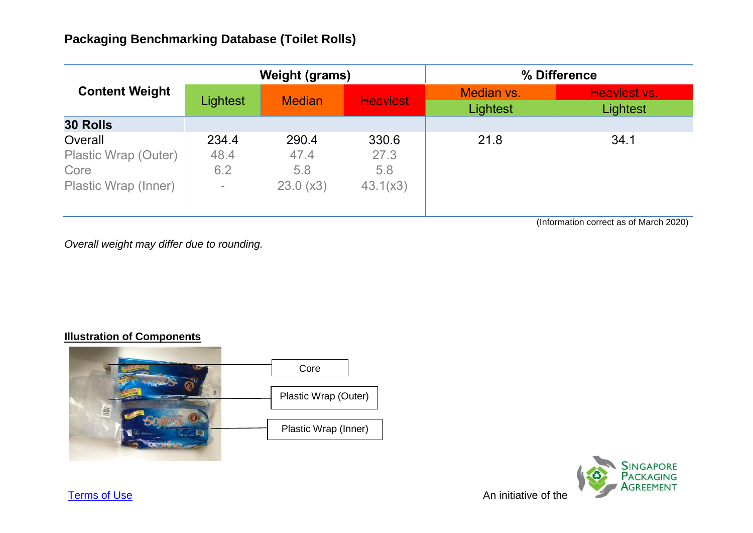## Packaging Benchmarking Database (Toilet Rolls)

| Content Weight | Weight (grams) | | | % Difference | |
|---|---|---|---|---|---|
| | Lightest | Median | Heaviest | Median vs. Lightest | Heaviest vs. Lightest |
| **30 Rolls** | | | | | |
| Overall | 234.4 | 290.4 | 330.6 | 21.8 | 34.1 |
| Plastic Wrap (Outer) | 48.4 | 47.4 | 27.3 | | |
| Core | 6.2 | 5.8 | 5.8 | | |
| Plastic Wrap (Inner) | - | 23.0 (x3) | 43.1(x3) | | |

(Information correct as of March 2020)

*Overall weight may differ due to rounding.*

**Illustration of Components**

Core

Plastic Wrap (Outer)

Plastic Wrap (Inner)

Terms of Use

An initiative of the Singapore Packaging Agreement